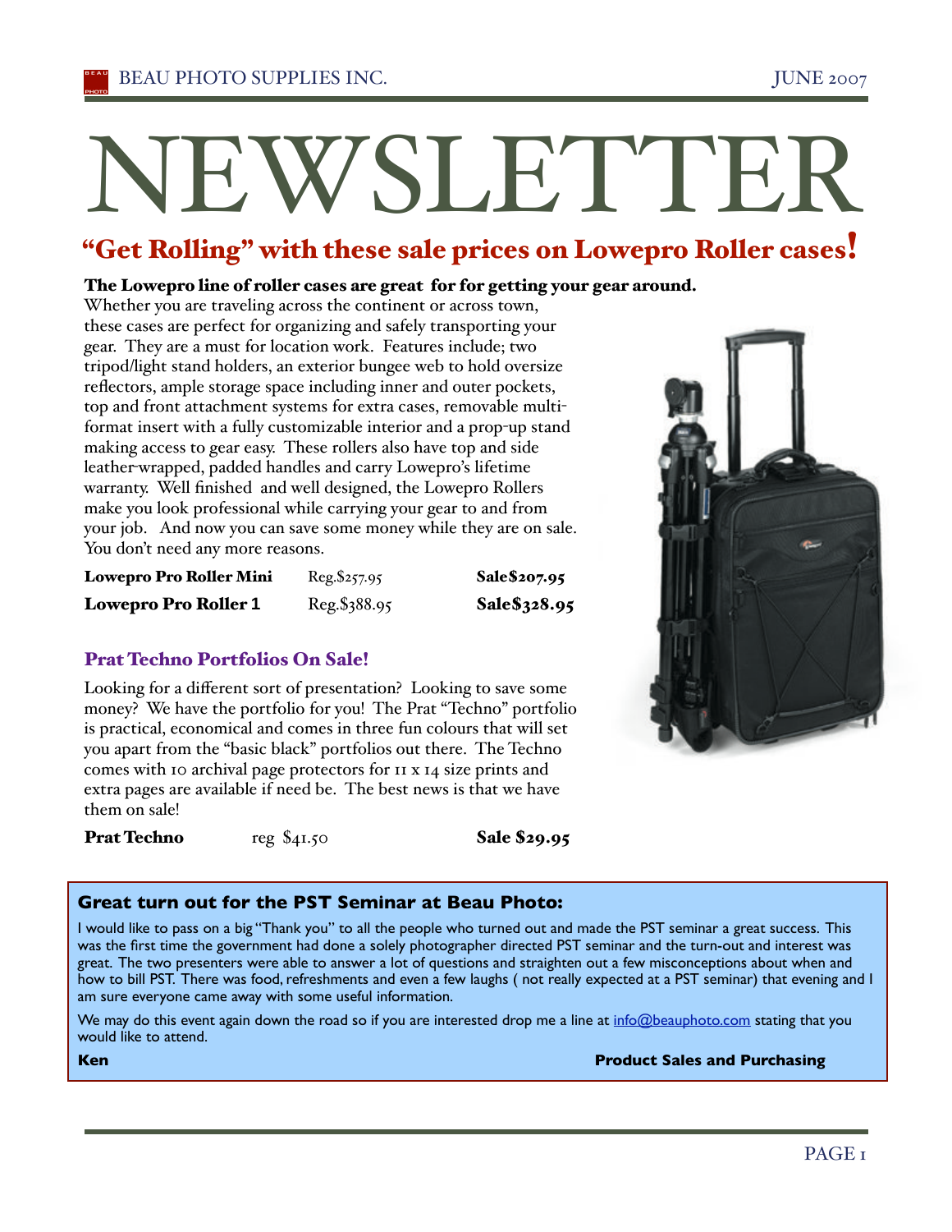# NEWSLETTER

## "Get Rolling" with these sale prices on Lowepro Roller cases!

**The Lowepro line of roller cases are great for for getting your gear around.**

Whether you are traveling across the continent or across town, these cases are perfect for organizing and safely transporting your gear. They are a must for location work. Features include; two tripod/light stand holders, an exterior bungee web to hold oversize reflectors, ample storage space including inner and outer pockets, top and front attachment systems for extra cases, removable multi-format insert with a fully customizable interior and a prop-up stand making access to gear easy. These rollers also have top and side leather-wrapped, padded handles and carry Lowepro's lifetime warranty. Well finished and well designed, the Lowepro Rollers make you look professional while carrying your gear to and from your job. And now you can save some money while they are on sale. You don't need any more reasons.

| | | |
|---|---|---|
| **Lowepro Pro Roller Mini** | Reg.$257.95 | **Sale$207.95** |
| **Lowepro Pro Roller 1** | Reg.$388.95 | **Sale$328.95** |

### Prat Techno Portfolios On Sale!

Looking for a different sort of presentation? Looking to save some money? We have the portfolio for you! The Prat "Techno" portfolio is practical, economical and comes in three fun colours that will set you apart from the "basic black" portfolios out there. The Techno comes with 10 archival page protectors for 11 x 14 size prints and extra pages are available if need be. The best news is that we have them on sale!

| | | |
|---|---|---|
| **Prat Techno** | reg $41.50 | **Sale $29.95** |

### Great turn out for the PST Seminar at Beau Photo:

I would like to pass on a big "Thank you" to all the people who turned out and made the PST seminar a great success. This was the first time the government had done a solely photographer directed PST seminar and the turn-out and interest was great. The two presenters were able to answer a lot of questions and straighten out a few misconceptions about when and how to bill PST. There was food, refreshments and even a few laughs ( not really expected at a PST seminar) that evening and I am sure everyone came away with some useful information.

We may do this event again down the road so if you are interested drop me a line at info@beauphoto.com stating that you would like to attend.

**Ken** — **Product Sales and Purchasing**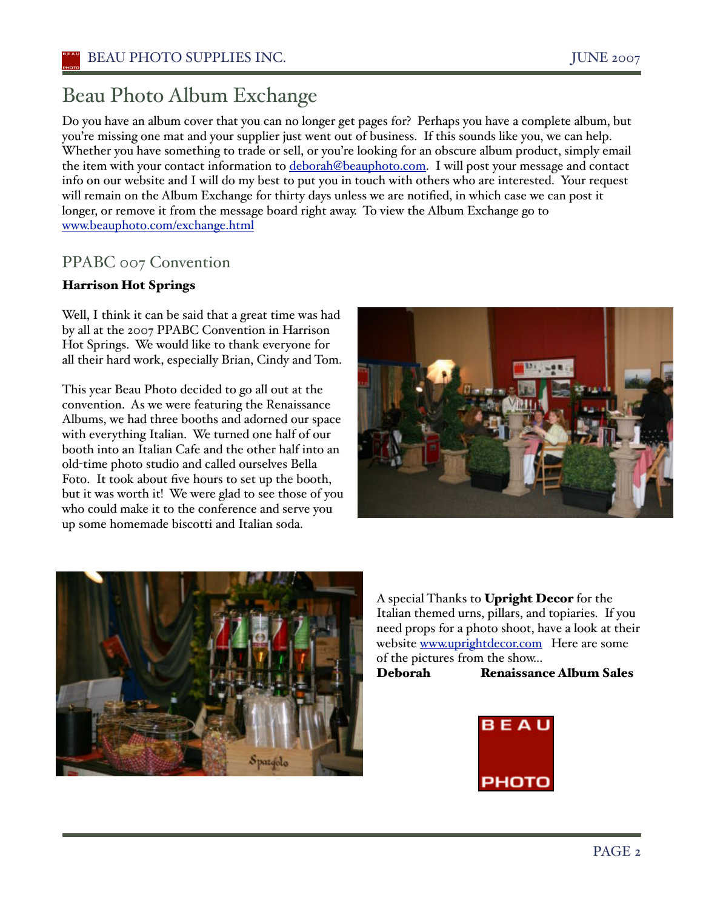# Beau Photo Album Exchange

Do you have an album cover that you can no longer get pages for? Perhaps you have a complete album, but you're missing one mat and your supplier just went out of business. If this sounds like you, we can help. Whether you have something to trade or sell, or you're looking for an obscure album product, simply email the item with your contact information to [deborah@beauphoto.com](mailto:deborah@beauphoto.com). I will post your message and contact info on our website and I will do my best to put you in touch with others who are interested. Your request will remain on the Album Exchange for thirty days unless we are notified, in which case we can post it longer, or remove it from the message board right away. To view the Album Exchange go to [www.beauphoto.com/exchange.html](http://www.beauphoto.com/exchange.html)

## PPABC 007 Convention

**Harrison Hot Springs**

Well, I think it can be said that a great time was had by all at the 2007 PPABC Convention in Harrison Hot Springs. We would like to thank everyone for all their hard work, especially Brian, Cindy and Tom.

This year Beau Photo decided to go all out at the convention. As we were featuring the Renaissance Albums, we had three booths and adorned our space with everything Italian. We turned one half of our booth into an Italian Cafe and the other half into an old-time photo studio and called ourselves Bella Foto. It took about five hours to set up the booth, but it was worth it! We were glad to see those of you who could make it to the conference and serve you up some homemade biscotti and Italian soda.

A special Thanks to **Upright Decor** for the Italian themed urns, pillars, and topiaries. If you need props for a photo shoot, have a look at their website [www.uprightdecor.com](http://www.uprightdecor.com) Here are some of the pictures from the show...

**Deborah** **Renaissance Album Sales**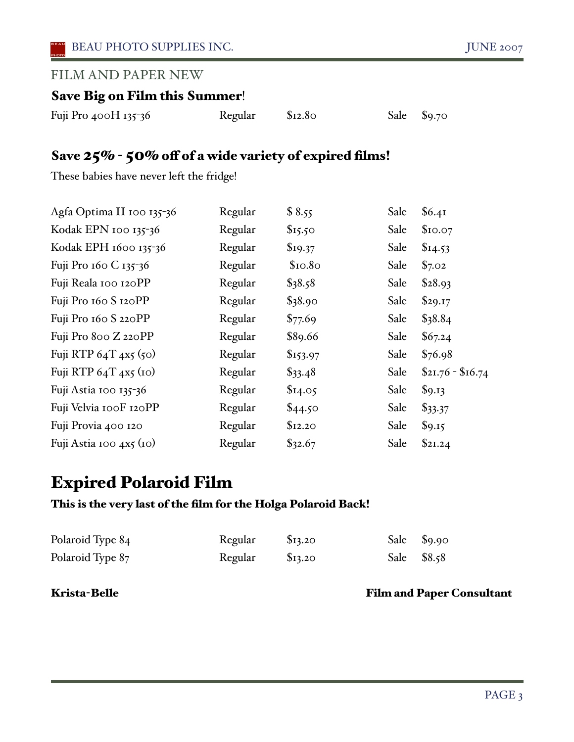## FILM AND PAPER NEW

### Save Big on Film this Summer!

| | | | | |
|---|---|---|---|---|
| Fuji Pro 400H 135-36 | Regular | $12.80 | Sale | $9.70 |

### Save 25% - 50% off of a wide variety of expired films!

These babies have never left the fridge!

| | | | | |
|---|---|---|---|---|
| Agfa Optima II 100 135-36 | Regular | $ 8.55 | Sale | $6.41 |
| Kodak EPN 100 135-36 | Regular | $15.50 | Sale | $10.07 |
| Kodak EPH 1600 135-36 | Regular | $19.37 | Sale | $14.53 |
| Fuji Pro 160 C 135-36 | Regular | $10.80 | Sale | $7.02 |
| Fuji Reala 100 120PP | Regular | $38.58 | Sale | $28.93 |
| Fuji Pro 160 S 120PP | Regular | $38.90 | Sale | $29.17 |
| Fuji Pro 160 S 220PP | Regular | $77.69 | Sale | $38.84 |
| Fuji Pro 800 Z 220PP | Regular | $89.66 | Sale | $67.24 |
| Fuji RTP 64T 4x5 (50) | Regular | $153.97 | Sale | $76.98 |
| Fuji RTP 64T 4x5 (10) | Regular | $33.48 | Sale | $21.76 - $16.74 |
| Fuji Astia 100 135-36 | Regular | $14.05 | Sale | $9.13 |
| Fuji Velvia 100F 120PP | Regular | $44.50 | Sale | $33.37 |
| Fuji Provia 400 120 | Regular | $12.20 | Sale | $9.15 |
| Fuji Astia 100 4x5 (10) | Regular | $32.67 | Sale | $21.24 |

# Expired Polaroid Film

### This is the very last of the film for the Holga Polaroid Back!

| | | | | |
|---|---|---|---|---|
| Polaroid Type 84 | Regular | $13.20 | Sale | $9.90 |
| Polaroid Type 87 | Regular | $13.20 | Sale | $8.58 |

**Krista-Belle** — **Film and Paper Consultant**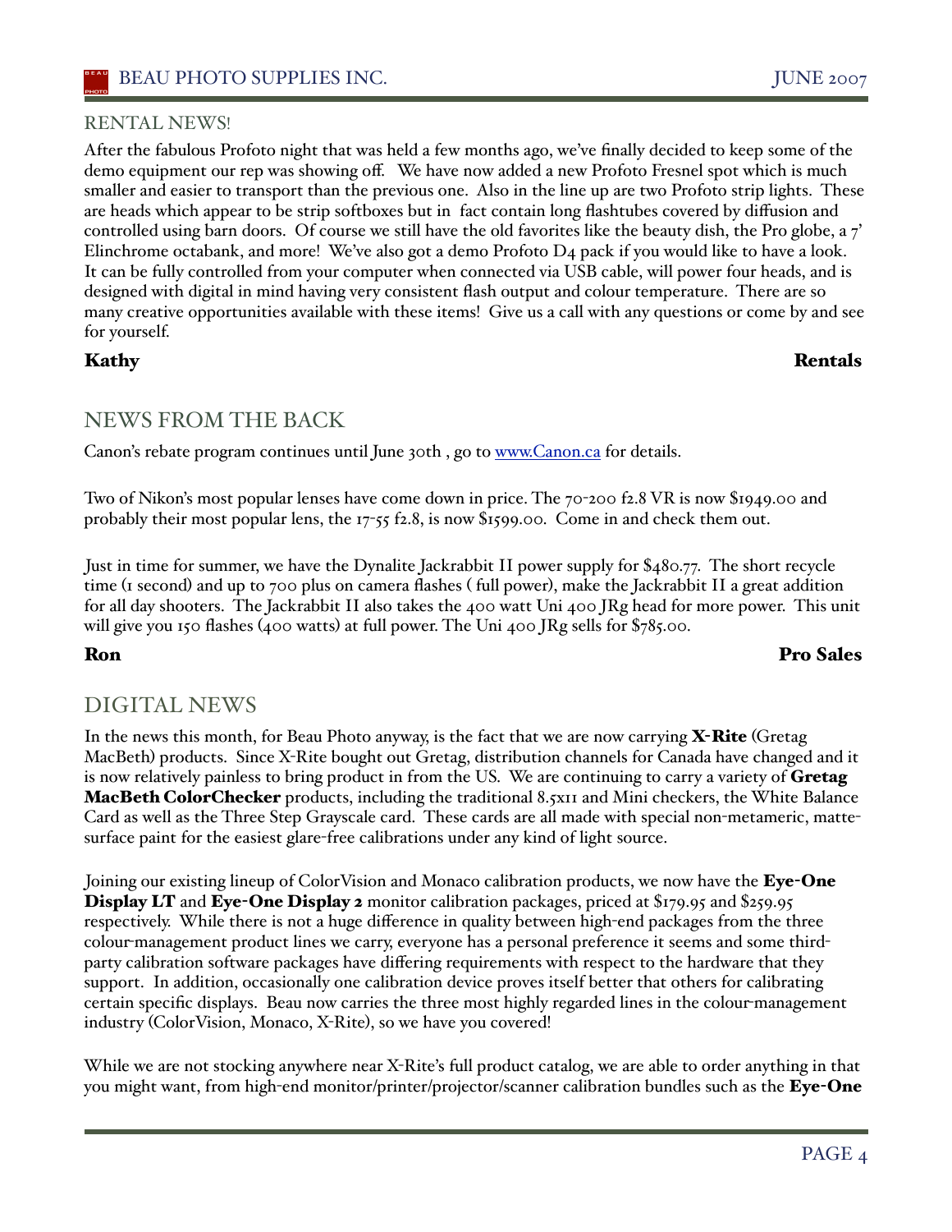## RENTAL NEWS!

After the fabulous Profoto night that was held a few months ago, we've finally decided to keep some of the demo equipment our rep was showing off. We have now added a new Profoto Fresnel spot which is much smaller and easier to transport than the previous one. Also in the line up are two Profoto strip lights. These are heads which appear to be strip softboxes but in fact contain long flashtubes covered by diffusion and controlled using barn doors. Of course we still have the old favorites like the beauty dish, the Pro globe, a 7' Elinchrome octabank, and more! We've also got a demo Profoto D4 pack if you would like to have a look. It can be fully controlled from your computer when connected via USB cable, will power four heads, and is designed with digital in mind having very consistent flash output and colour temperature. There are so many creative opportunities available with these items! Give us a call with any questions or come by and see for yourself.

**Kathy** **Rentals**

## NEWS FROM THE BACK

Canon's rebate program continues until June 30th , go to [www.Canon.ca](www.Canon.ca) for details.

Two of Nikon's most popular lenses have come down in price. The 70-200 f2.8 VR is now $1949.00 and probably their most popular lens, the 17-55 f2.8, is now $1599.00. Come in and check them out.

Just in time for summer, we have the Dynalite Jackrabbit II power supply for $480.77. The short recycle time (1 second) and up to 700 plus on camera flashes ( full power), make the Jackrabbit II a great addition for all day shooters. The Jackrabbit II also takes the 400 watt Uni 400 JRg head for more power. This unit will give you 150 flashes (400 watts) at full power. The Uni 400 JRg sells for $785.00.

**Ron** **Pro Sales**

## DIGITAL NEWS

In the news this month, for Beau Photo anyway, is the fact that we are now carrying **X-Rite** (Gretag MacBeth) products. Since X-Rite bought out Gretag, distribution channels for Canada have changed and it is now relatively painless to bring product in from the US. We are continuing to carry a variety of **Gretag MacBeth ColorChecker** products, including the traditional 8.5x11 and Mini checkers, the White Balance Card as well as the Three Step Grayscale card. These cards are all made with special non-metameric, matte-surface paint for the easiest glare-free calibrations under any kind of light source.

Joining our existing lineup of ColorVision and Monaco calibration products, we now have the **Eye-One Display LT** and **Eye-One Display 2** monitor calibration packages, priced at $179.95 and $259.95 respectively. While there is not a huge difference in quality between high-end packages from the three colour-management product lines we carry, everyone has a personal preference it seems and some third-party calibration software packages have differing requirements with respect to the hardware that they support. In addition, occasionally one calibration device proves itself better that others for calibrating certain specific displays. Beau now carries the three most highly regarded lines in the colour-management industry (ColorVision, Monaco, X-Rite), so we have you covered!

While we are not stocking anywhere near X-Rite's full product catalog, we are able to order anything in that you might want, from high-end monitor/printer/projector/scanner calibration bundles such as the **Eye-One**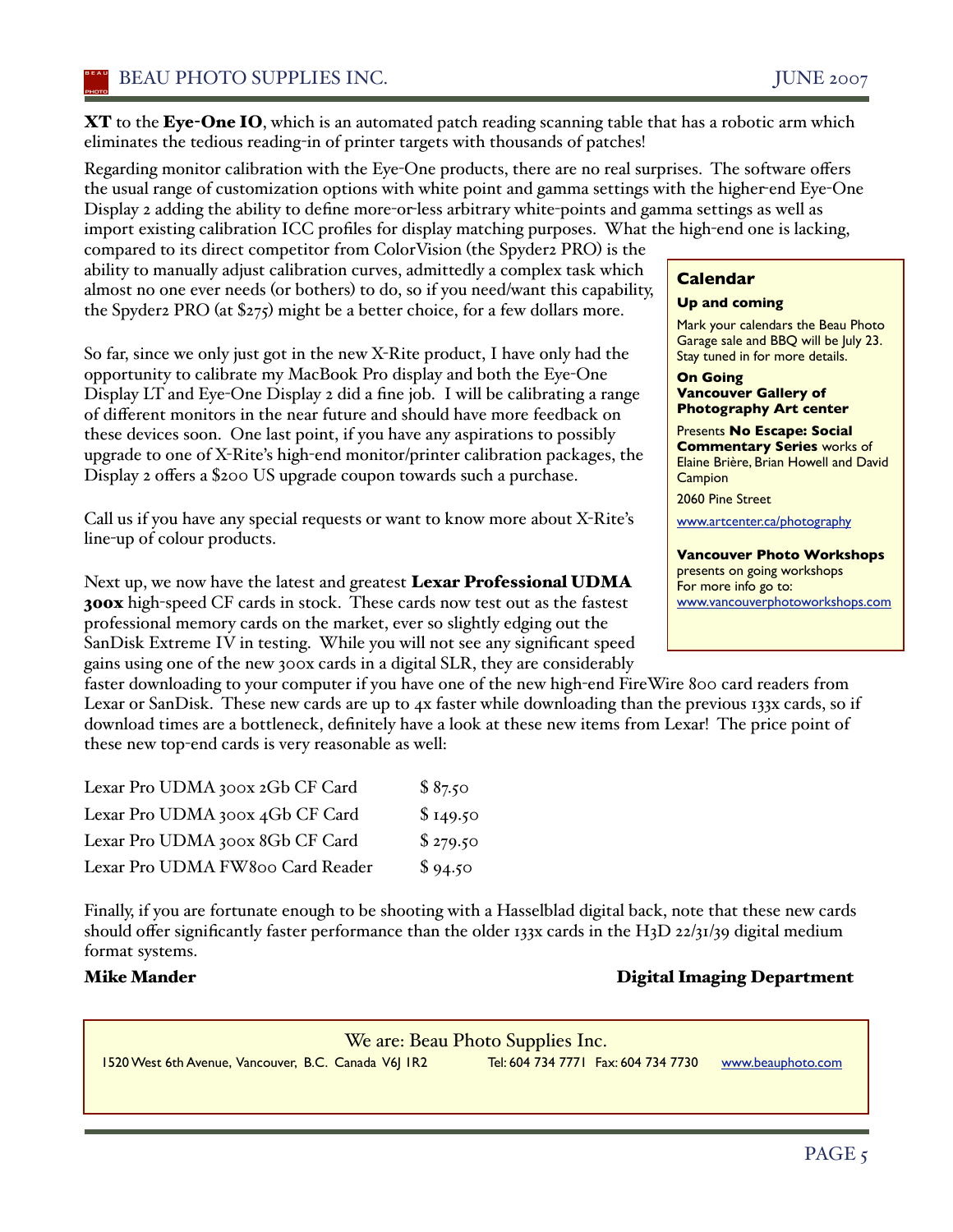**XT** to the **Eye-One IO**, which is an automated patch reading scanning table that has a robotic arm which eliminates the tedious reading-in of printer targets with thousands of patches!

Regarding monitor calibration with the Eye-One products, there are no real surprises. The software offers the usual range of customization options with white point and gamma settings with the higher-end Eye-One Display 2 adding the ability to define more-or-less arbitrary white-points and gamma settings as well as import existing calibration ICC profiles for display matching purposes. What the high-end one is lacking, compared to its direct competitor from ColorVision (the Spyder2 PRO) is the ability to manually adjust calibration curves, admittedly a complex task which almost no one ever needs (or bothers) to do, so if you need/want this capability, the Spyder2 PRO (at $275) might be a better choice, for a few dollars more.

So far, since we only just got in the new X-Rite product, I have only had the opportunity to calibrate my MacBook Pro display and both the Eye-One Display LT and Eye-One Display 2 did a fine job. I will be calibrating a range of different monitors in the near future and should have more feedback on these devices soon. One last point, if you have any aspirations to possibly upgrade to one of X-Rite's high-end monitor/printer calibration packages, the Display 2 offers a $200 US upgrade coupon towards such a purchase.

Call us if you have any special requests or want to know more about X-Rite's line-up of colour products.

Next up, we now have the latest and greatest **Lexar Professional UDMA 300x** high-speed CF cards in stock. These cards now test out as the fastest professional memory cards on the market, ever so slightly edging out the SanDisk Extreme IV in testing. While you will not see any significant speed gains using one of the new 300x cards in a digital SLR, they are considerably faster downloading to your computer if you have one of the new high-end FireWire 800 card readers from Lexar or SanDisk. These new cards are up to 4x faster while downloading than the previous 133x cards, so if download times are a bottleneck, definitely have a look at these new items from Lexar! The price point of these new top-end cards is very reasonable as well:

| | |
|---|---|
| Lexar Pro UDMA 300x 2Gb CF Card | $ 87.50 |
| Lexar Pro UDMA 300x 4Gb CF Card | $ 149.50 |
| Lexar Pro UDMA 300x 8Gb CF Card | $ 279.50 |
| Lexar Pro UDMA FW800 Card Reader | $ 94.50 |

Finally, if you are fortunate enough to be shooting with a Hasselblad digital back, note that these new cards should offer significantly faster performance than the older 133x cards in the H3D 22/31/39 digital medium format systems.

**Mike Mander** — **Digital Imaging Department**

## Calendar

**Up and coming**

Mark your calendars the Beau Photo Garage sale and BBQ will be July 23. Stay tuned in for more details.

**On Going**
**Vancouver Gallery of Photography Art center**

Presents **No Escape: Social Commentary Series** works of Elaine Brière, Brian Howell and David Campion

2060 Pine Street

www.artcenter.ca/photography

**Vancouver Photo Workshops**
presents on going workshops
For more info go to:
www.vancouverphotoworkshops.com

We are: Beau Photo Supplies Inc.
1520 West 6th Avenue, Vancouver, B.C. Canada V6J 1R2 Tel: 604 734 7771 Fax: 604 734 7730 www.beauphoto.com